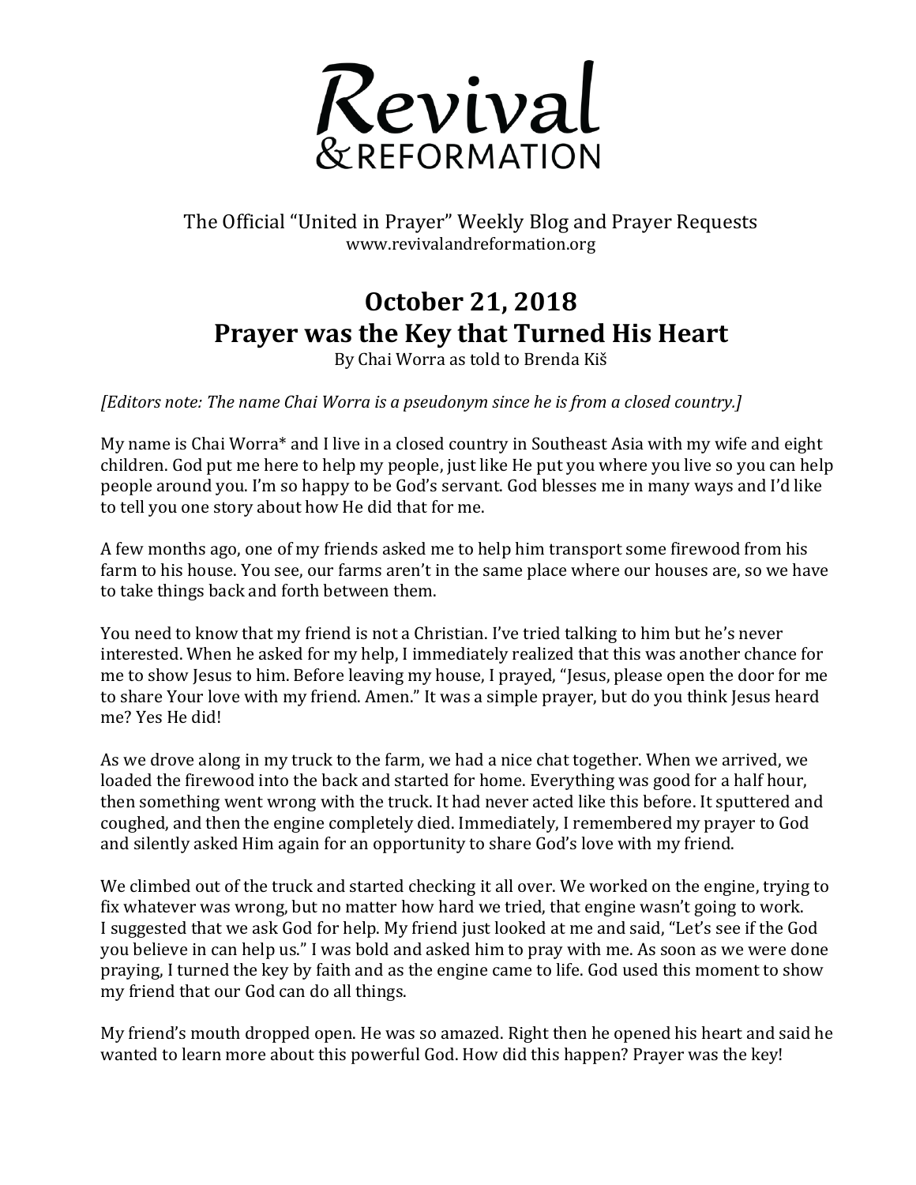# Revival & REFORMATION

The Official "United in Prayer" Weekly Blog and Prayer Requests
www.revivalandreformation.org

## October 21, 2018
## Prayer was the Key that Turned His Heart

By Chai Worra as told to Brenda Kiš

*[Editors note: The name Chai Worra is a pseudonym since he is from a closed country.]*

My name is Chai Worra* and I live in a closed country in Southeast Asia with my wife and eight children. God put me here to help my people, just like He put you where you live so you can help people around you. I'm so happy to be God's servant. God blesses me in many ways and I'd like to tell you one story about how He did that for me.

A few months ago, one of my friends asked me to help him transport some firewood from his farm to his house. You see, our farms aren't in the same place where our houses are, so we have to take things back and forth between them.

You need to know that my friend is not a Christian. I've tried talking to him but he's never interested. When he asked for my help, I immediately realized that this was another chance for me to show Jesus to him. Before leaving my house, I prayed, "Jesus, please open the door for me to share Your love with my friend. Amen." It was a simple prayer, but do you think Jesus heard me? Yes He did!

As we drove along in my truck to the farm, we had a nice chat together. When we arrived, we loaded the firewood into the back and started for home. Everything was good for a half hour, then something went wrong with the truck. It had never acted like this before. It sputtered and coughed, and then the engine completely died. Immediately, I remembered my prayer to God and silently asked Him again for an opportunity to share God's love with my friend.

We climbed out of the truck and started checking it all over. We worked on the engine, trying to fix whatever was wrong, but no matter how hard we tried, that engine wasn't going to work. I suggested that we ask God for help. My friend just looked at me and said, "Let's see if the God you believe in can help us." I was bold and asked him to pray with me. As soon as we were done praying, I turned the key by faith and as the engine came to life. God used this moment to show my friend that our God can do all things.

My friend's mouth dropped open. He was so amazed. Right then he opened his heart and said he wanted to learn more about this powerful God. How did this happen? Prayer was the key!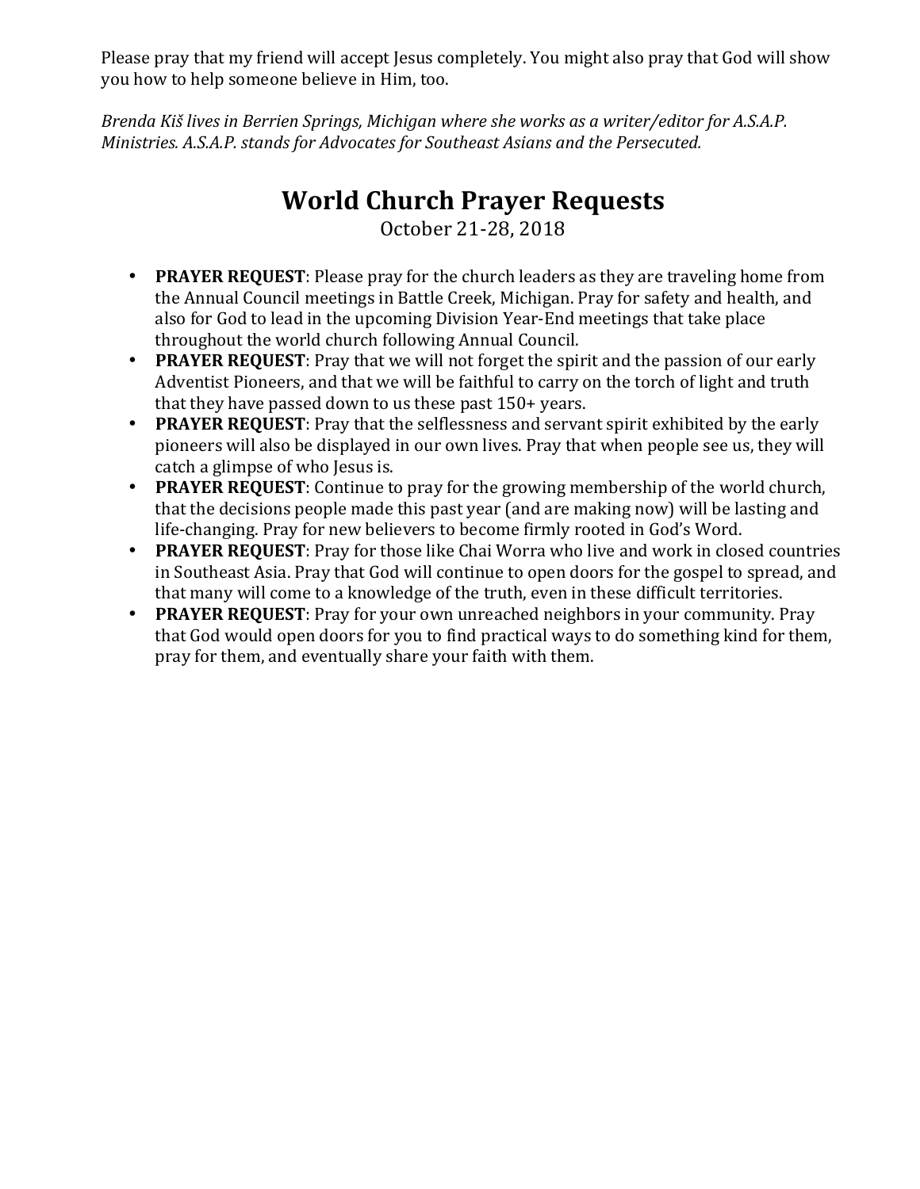Please pray that my friend will accept Jesus completely. You might also pray that God will show you how to help someone believe in Him, too.

*Brenda Kiš lives in Berrien Springs, Michigan where she works as a writer/editor for A.S.A.P. Ministries. A.S.A.P. stands for Advocates for Southeast Asians and the Persecuted.*

# World Church Prayer Requests

October 21-28, 2018

- **PRAYER REQUEST**: Please pray for the church leaders as they are traveling home from the Annual Council meetings in Battle Creek, Michigan. Pray for safety and health, and also for God to lead in the upcoming Division Year-End meetings that take place throughout the world church following Annual Council.
- **PRAYER REQUEST**: Pray that we will not forget the spirit and the passion of our early Adventist Pioneers, and that we will be faithful to carry on the torch of light and truth that they have passed down to us these past 150+ years.
- **PRAYER REQUEST**: Pray that the selflessness and servant spirit exhibited by the early pioneers will also be displayed in our own lives. Pray that when people see us, they will catch a glimpse of who Jesus is.
- **PRAYER REQUEST**: Continue to pray for the growing membership of the world church, that the decisions people made this past year (and are making now) will be lasting and life-changing. Pray for new believers to become firmly rooted in God's Word.
- **PRAYER REQUEST**: Pray for those like Chai Worra who live and work in closed countries in Southeast Asia. Pray that God will continue to open doors for the gospel to spread, and that many will come to a knowledge of the truth, even in these difficult territories.
- **PRAYER REQUEST**: Pray for your own unreached neighbors in your community. Pray that God would open doors for you to find practical ways to do something kind for them, pray for them, and eventually share your faith with them.